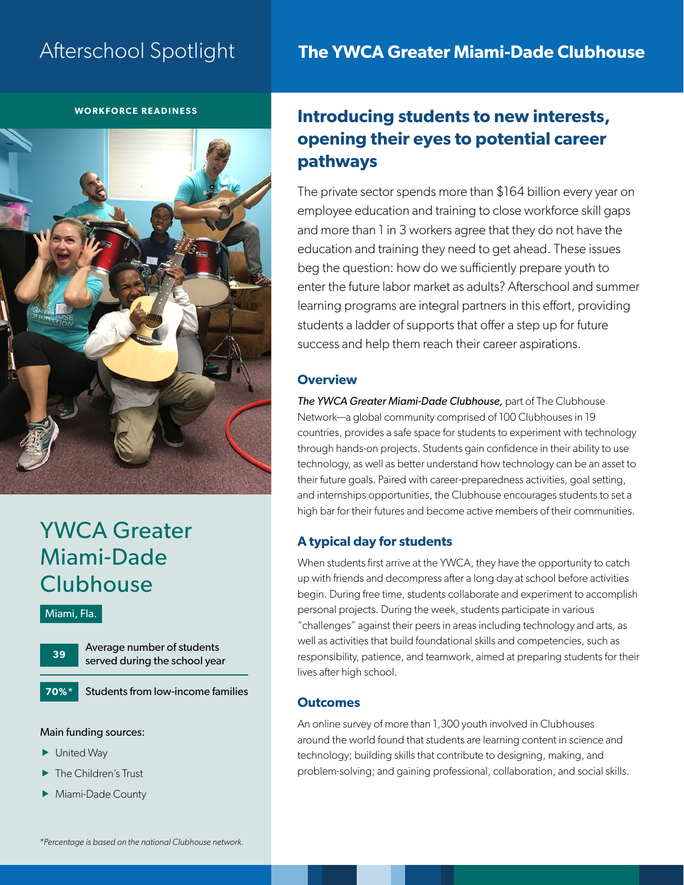# Afterschool Spotlight

## The YWCA Greater Miami-Dade Clubhouse

**WORKFORCE READINESS**

## YWCA Greater Miami-Dade Clubhouse

Miami, Fla.

| | |
|---|---|
| 39 | Average number of students served during the school year |
| 70%* | Students from low-income families |

Main funding sources:

- United Way
- The Children's Trust
- Miami-Dade County

*Percentage is based on the national Clubhouse network.*

## Introducing students to new interests, opening their eyes to potential career pathways

The private sector spends more than $164 billion every year on employee education and training to close workforce skill gaps and more than 1 in 3 workers agree that they do not have the education and training they need to get ahead. These issues beg the question: how do we sufficiently prepare youth to enter the future labor market as adults? Afterschool and summer learning programs are integral partners in this effort, providing students a ladder of supports that offer a step up for future success and help them reach their career aspirations.

### Overview

*The YWCA Greater Miami-Dade Clubhouse,* part of The Clubhouse Network—a global community comprised of 100 Clubhouses in 19 countries, provides a safe space for students to experiment with technology through hands-on projects. Students gain confidence in their ability to use technology, as well as better understand how technology can be an asset to their future goals. Paired with career-preparedness activities, goal setting, and internships opportunities, the Clubhouse encourages students to set a high bar for their futures and become active members of their communities.

### A typical day for students

When students first arrive at the YWCA, they have the opportunity to catch up with friends and decompress after a long day at school before activities begin. During free time, students collaborate and experiment to accomplish personal projects. During the week, students participate in various "challenges" against their peers in areas including technology and arts, as well as activities that build foundational skills and competencies, such as responsibility, patience, and teamwork, aimed at preparing students for their lives after high school.

### Outcomes

An online survey of more than 1,300 youth involved in Clubhouses around the world found that students are learning content in science and technology; building skills that contribute to designing, making, and problem-solving; and gaining professional, collaboration, and social skills.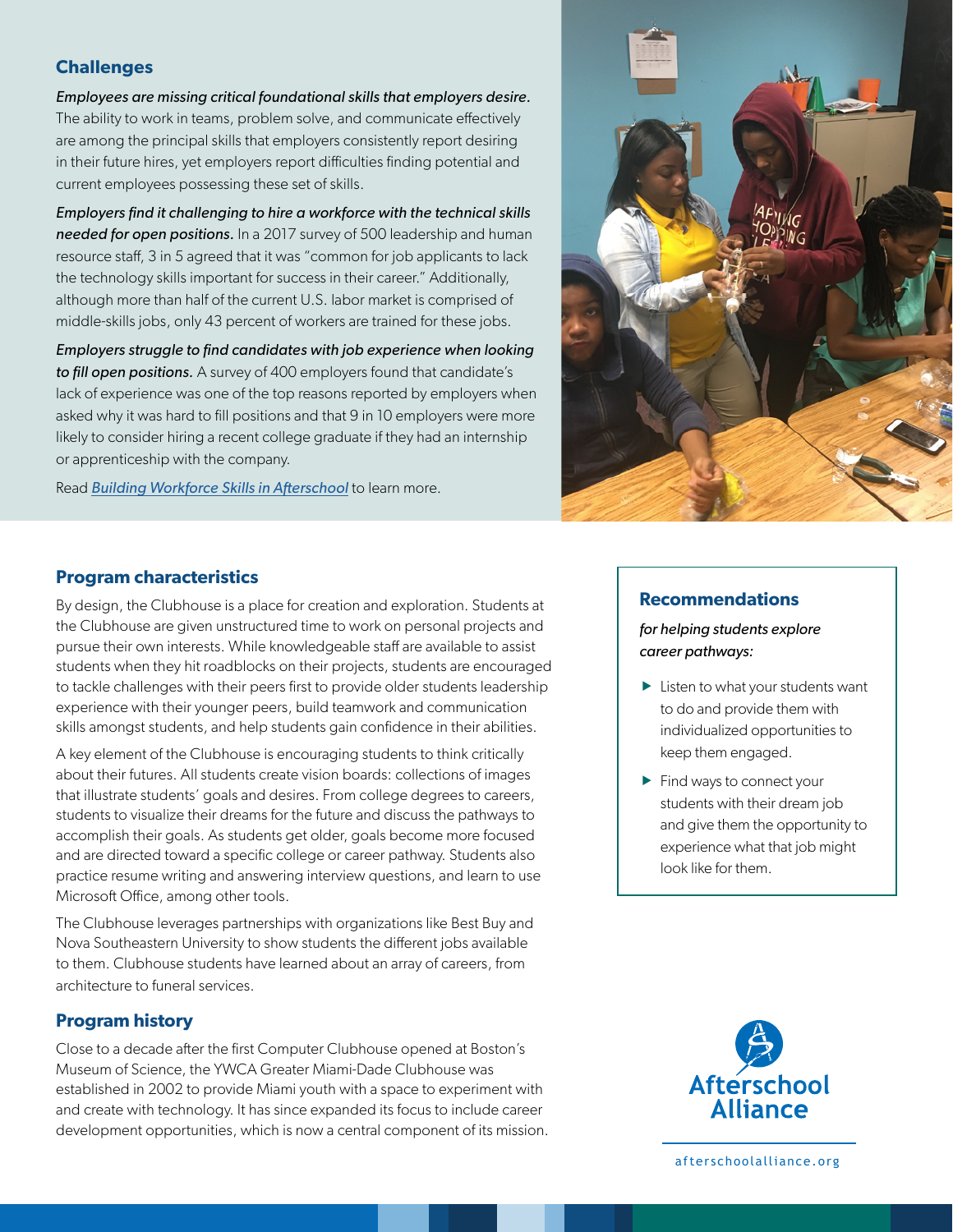## Challenges

*Employees are missing critical foundational skills that employers desire.* The ability to work in teams, problem solve, and communicate effectively are among the principal skills that employers consistently report desiring in their future hires, yet employers report difficulties finding potential and current employees possessing these set of skills.

*Employers find it challenging to hire a workforce with the technical skills needed for open positions.* In a 2017 survey of 500 leadership and human resource staff, 3 in 5 agreed that it was "common for job applicants to lack the technology skills important for success in their career." Additionally, although more than half of the current U.S. labor market is comprised of middle-skills jobs, only 43 percent of workers are trained for these jobs.

*Employers struggle to find candidates with job experience when looking to fill open positions.* A survey of 400 employers found that candidate's lack of experience was one of the top reasons reported by employers when asked why it was hard to fill positions and that 9 in 10 employers were more likely to consider hiring a recent college graduate if they had an internship or apprenticeship with the company.

Read *Building Workforce Skills in Afterschool* to learn more.

## Program characteristics

By design, the Clubhouse is a place for creation and exploration. Students at the Clubhouse are given unstructured time to work on personal projects and pursue their own interests. While knowledgeable staff are available to assist students when they hit roadblocks on their projects, students are encouraged to tackle challenges with their peers first to provide older students leadership experience with their younger peers, build teamwork and communication skills amongst students, and help students gain confidence in their abilities.

A key element of the Clubhouse is encouraging students to think critically about their futures. All students create vision boards: collections of images that illustrate students' goals and desires. From college degrees to careers, students to visualize their dreams for the future and discuss the pathways to accomplish their goals. As students get older, goals become more focused and are directed toward a specific college or career pathway. Students also practice resume writing and answering interview questions, and learn to use Microsoft Office, among other tools.

The Clubhouse leverages partnerships with organizations like Best Buy and Nova Southeastern University to show students the different jobs available to them. Clubhouse students have learned about an array of careers, from architecture to funeral services.

## Program history

Close to a decade after the first Computer Clubhouse opened at Boston's Museum of Science, the YWCA Greater Miami-Dade Clubhouse was established in 2002 to provide Miami youth with a space to experiment with and create with technology. It has since expanded its focus to include career development opportunities, which is now a central component of its mission.

## Recommendations

*for helping students explore career pathways:*

- Listen to what your students want to do and provide them with individualized opportunities to keep them engaged.
- Find ways to connect your students with their dream job and give them the opportunity to experience what that job might look like for them.

Afterschool Alliance

afterschoolalliance.org